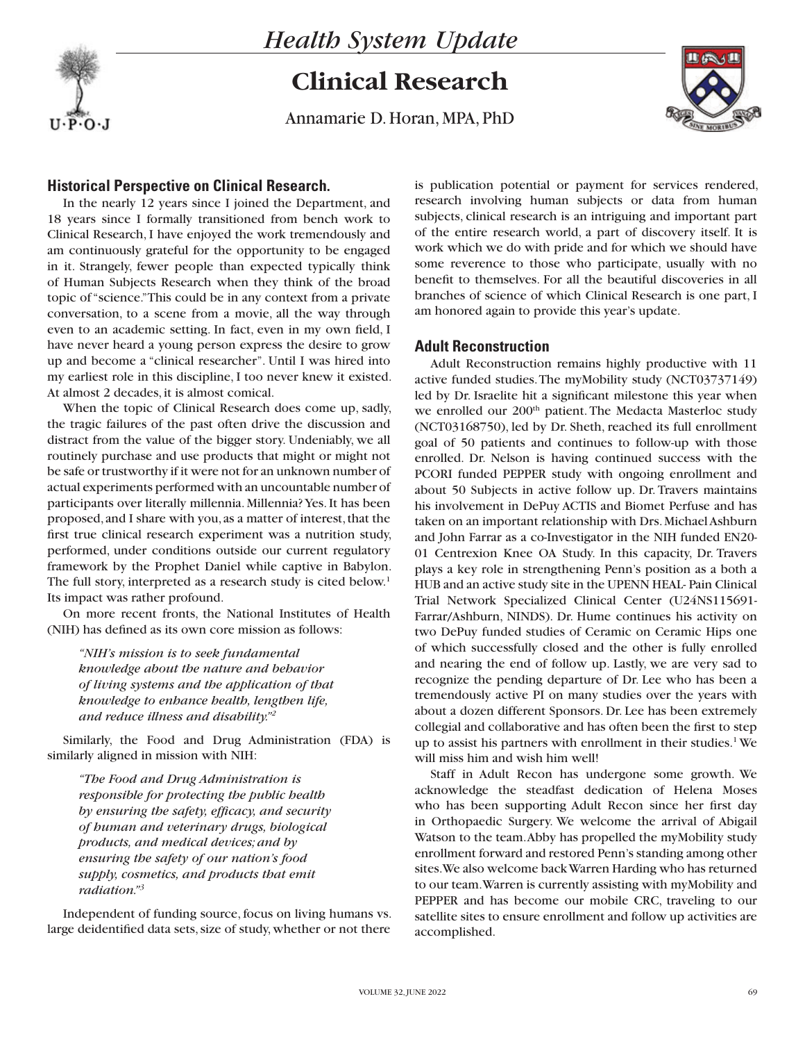# Health System Update

## Clinical Research

Annamarie D. Horan, MPA, PhD

### Historical Perspective on Clinical Research.

In the nearly 12 years since I joined the Department, and 18 years since I formally transitioned from bench work to Clinical Research, I have enjoyed the work tremendously and am continuously grateful for the opportunity to be engaged in it. Strangely, fewer people than expected typically think of Human Subjects Research when they think of the broad topic of "science." This could be in any context from a private conversation, to a scene from a movie, all the way through even to an academic setting. In fact, even in my own field, I have never heard a young person express the desire to grow up and become a "clinical researcher". Until I was hired into my earliest role in this discipline, I too never knew it existed. At almost 2 decades, it is almost comical.

When the topic of Clinical Research does come up, sadly, the tragic failures of the past often drive the discussion and distract from the value of the bigger story. Undeniably, we all routinely purchase and use products that might or might not be safe or trustworthy if it were not for an unknown number of actual experiments performed with an uncountable number of participants over literally millennia. Millennia? Yes. It has been proposed, and I share with you, as a matter of interest, that the first true clinical research experiment was a nutrition study, performed, under conditions outside our current regulatory framework by the Prophet Daniel while captive in Babylon. The full story, interpreted as a research study is cited below.[1] Its impact was rather profound.

On more recent fronts, the National Institutes of Health (NIH) has defined as its own core mission as follows:

> *"NIH's mission is to seek fundamental knowledge about the nature and behavior of living systems and the application of that knowledge to enhance health, lengthen life, and reduce illness and disability."[2]*

Similarly, the Food and Drug Administration (FDA) is similarly aligned in mission with NIH:

> *"The Food and Drug Administration is responsible for protecting the public health by ensuring the safety, efficacy, and security of human and veterinary drugs, biological products, and medical devices; and by ensuring the safety of our nation's food supply, cosmetics, and products that emit radiation."[3]*

Independent of funding source, focus on living humans vs. large deidentified data sets, size of study, whether or not there is publication potential or payment for services rendered, research involving human subjects or data from human subjects, clinical research is an intriguing and important part of the entire research world, a part of discovery itself. It is work which we do with pride and for which we should have some reverence to those who participate, usually with no benefit to themselves. For all the beautiful discoveries in all branches of science of which Clinical Research is one part, I am honored again to provide this year's update.

### Adult Reconstruction

Adult Reconstruction remains highly productive with 11 active funded studies. The myMobility study (NCT03737149) led by Dr. Israelite hit a significant milestone this year when we enrolled our 200th patient. The Medacta Masterloc study (NCT03168750), led by Dr. Sheth, reached its full enrollment goal of 50 patients and continues to follow-up with those enrolled. Dr. Nelson is having continued success with the PCORI funded PEPPER study with ongoing enrollment and about 50 Subjects in active follow up. Dr. Travers maintains his involvement in DePuy ACTIS and Biomet Perfuse and has taken on an important relationship with Drs. Michael Ashburn and John Farrar as a co-Investigator in the NIH funded EN20-01 Centrexion Knee OA Study. In this capacity, Dr. Travers plays a key role in strengthening Penn's position as a both a HUB and an active study site in the UPENN HEAL- Pain Clinical Trial Network Specialized Clinical Center (U24NS115691-Farrar/Ashburn, NINDS). Dr. Hume continues his activity on two DePuy funded studies of Ceramic on Ceramic Hips one of which successfully closed and the other is fully enrolled and nearing the end of follow up. Lastly, we are very sad to recognize the pending departure of Dr. Lee who has been a tremendously active PI on many studies over the years with about a dozen different Sponsors. Dr. Lee has been extremely collegial and collaborative and has often been the first to step up to assist his partners with enrollment in their studies.[1] We will miss him and wish him well!

Staff in Adult Recon has undergone some growth. We acknowledge the steadfast dedication of Helena Moses who has been supporting Adult Recon since her first day in Orthopaedic Surgery. We welcome the arrival of Abigail Watson to the team. Abby has propelled the myMobility study enrollment forward and restored Penn's standing among other sites. We also welcome back Warren Harding who has returned to our team. Warren is currently assisting with myMobility and PEPPER and has become our mobile CRC, traveling to our satellite sites to ensure enrollment and follow up activities are accomplished.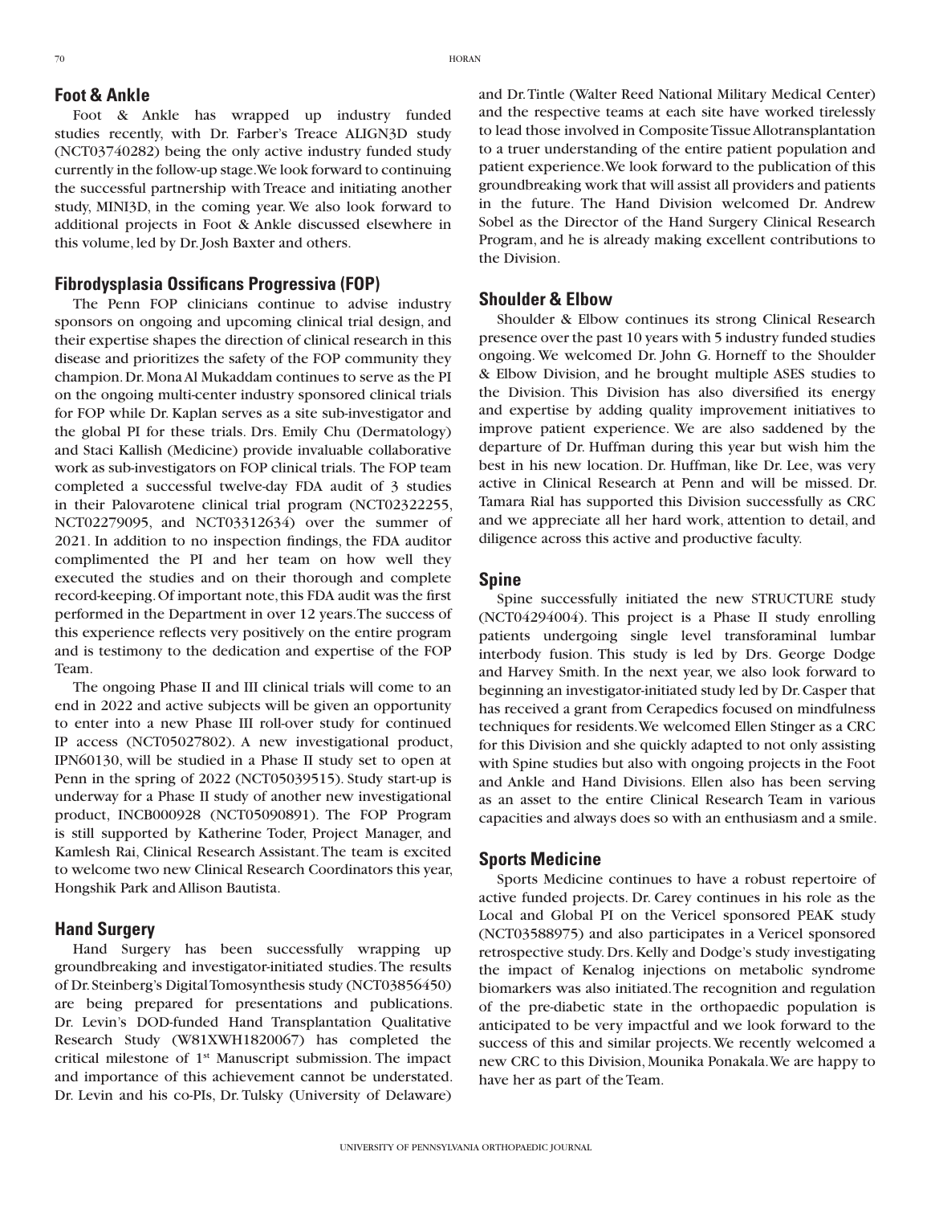## Foot & Ankle

Foot & Ankle has wrapped up industry funded studies recently, with Dr. Farber's Treace ALIGN3D study (NCT03740282) being the only active industry funded study currently in the follow-up stage. We look forward to continuing the successful partnership with Treace and initiating another study, MINI3D, in the coming year. We also look forward to additional projects in Foot & Ankle discussed elsewhere in this volume, led by Dr. Josh Baxter and others.

## Fibrodysplasia Ossificans Progressiva (FOP)

The Penn FOP clinicians continue to advise industry sponsors on ongoing and upcoming clinical trial design, and their expertise shapes the direction of clinical research in this disease and prioritizes the safety of the FOP community they champion. Dr. Mona Al Mukaddam continues to serve as the PI on the ongoing multi-center industry sponsored clinical trials for FOP while Dr. Kaplan serves as a site sub-investigator and the global PI for these trials. Drs. Emily Chu (Dermatology) and Staci Kallish (Medicine) provide invaluable collaborative work as sub-investigators on FOP clinical trials. The FOP team completed a successful twelve-day FDA audit of 3 studies in their Palovarotene clinical trial program (NCT02322255, NCT02279095, and NCT03312634) over the summer of 2021. In addition to no inspection findings, the FDA auditor complimented the PI and her team on how well they executed the studies and on their thorough and complete record-keeping. Of important note, this FDA audit was the first performed in the Department in over 12 years. The success of this experience reflects very positively on the entire program and is testimony to the dedication and expertise of the FOP Team.

The ongoing Phase II and III clinical trials will come to an end in 2022 and active subjects will be given an opportunity to enter into a new Phase III roll-over study for continued IP access (NCT05027802). A new investigational product, IPN60130, will be studied in a Phase II study set to open at Penn in the spring of 2022 (NCT05039515). Study start-up is underway for a Phase II study of another new investigational product, INCB000928 (NCT05090891). The FOP Program is still supported by Katherine Toder, Project Manager, and Kamlesh Rai, Clinical Research Assistant. The team is excited to welcome two new Clinical Research Coordinators this year, Hongshik Park and Allison Bautista.

## Hand Surgery

Hand Surgery has been successfully wrapping up groundbreaking and investigator-initiated studies. The results of Dr. Steinberg's Digital Tomosynthesis study (NCT03856450) are being prepared for presentations and publications. Dr. Levin's DOD-funded Hand Transplantation Qualitative Research Study (W81XWH1820067) has completed the critical milestone of 1st Manuscript submission. The impact and importance of this achievement cannot be understated. Dr. Levin and his co-PIs, Dr. Tulsky (University of Delaware) and Dr. Tintle (Walter Reed National Military Medical Center) and the respective teams at each site have worked tirelessly to lead those involved in Composite Tissue Allotransplantation to a truer understanding of the entire patient population and patient experience. We look forward to the publication of this groundbreaking work that will assist all providers and patients in the future. The Hand Division welcomed Dr. Andrew Sobel as the Director of the Hand Surgery Clinical Research Program, and he is already making excellent contributions to the Division.

## Shoulder & Elbow

Shoulder & Elbow continues its strong Clinical Research presence over the past 10 years with 5 industry funded studies ongoing. We welcomed Dr. John G. Horneff to the Shoulder & Elbow Division, and he brought multiple ASES studies to the Division. This Division has also diversified its energy and expertise by adding quality improvement initiatives to improve patient experience. We are also saddened by the departure of Dr. Huffman during this year but wish him the best in his new location. Dr. Huffman, like Dr. Lee, was very active in Clinical Research at Penn and will be missed. Dr. Tamara Rial has supported this Division successfully as CRC and we appreciate all her hard work, attention to detail, and diligence across this active and productive faculty.

## Spine

Spine successfully initiated the new STRUCTURE study (NCT04294004). This project is a Phase II study enrolling patients undergoing single level transforaminal lumbar interbody fusion. This study is led by Drs. George Dodge and Harvey Smith. In the next year, we also look forward to beginning an investigator-initiated study led by Dr. Casper that has received a grant from Cerapedics focused on mindfulness techniques for residents. We welcomed Ellen Stinger as a CRC for this Division and she quickly adapted to not only assisting with Spine studies but also with ongoing projects in the Foot and Ankle and Hand Divisions. Ellen also has been serving as an asset to the entire Clinical Research Team in various capacities and always does so with an enthusiasm and a smile.

## Sports Medicine

Sports Medicine continues to have a robust repertoire of active funded projects. Dr. Carey continues in his role as the Local and Global PI on the Vericel sponsored PEAK study (NCT03588975) and also participates in a Vericel sponsored retrospective study. Drs. Kelly and Dodge's study investigating the impact of Kenalog injections on metabolic syndrome biomarkers was also initiated. The recognition and regulation of the pre-diabetic state in the orthopaedic population is anticipated to be very impactful and we look forward to the success of this and similar projects. We recently welcomed a new CRC to this Division, Mounika Ponakala. We are happy to have her as part of the Team.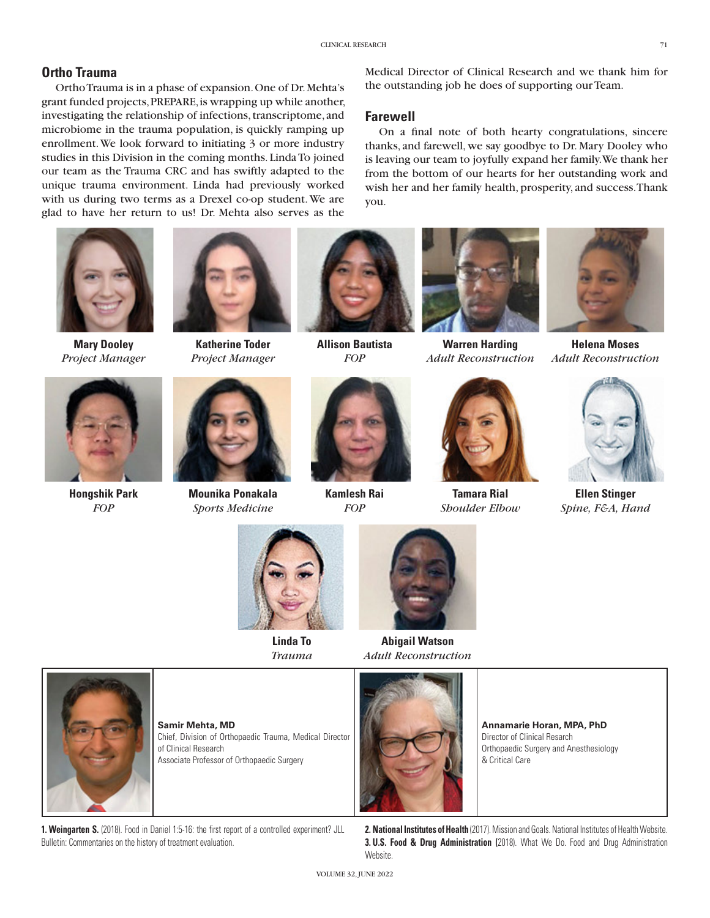## Ortho Trauma

Ortho Trauma is in a phase of expansion. One of Dr. Mehta's grant funded projects, PREPARE, is wrapping up while another, investigating the relationship of infections, transcriptome, and microbiome in the trauma population, is quickly ramping up enrollment. We look forward to initiating 3 or more industry studies in this Division in the coming months. Linda To joined our team as the Trauma CRC and has swiftly adapted to the unique trauma environment. Linda had previously worked with us during two terms as a Drexel co-op student. We are glad to have her return to us! Dr. Mehta also serves as the Medical Director of Clinical Research and we thank him for the outstanding job he does of supporting our Team.

## Farewell

On a final note of both hearty congratulations, sincere thanks, and farewell, we say goodbye to Dr. Mary Dooley who is leaving our team to joyfully expand her family. We thank her from the bottom of our hearts for her outstanding work and wish her and her family health, prosperity, and success. Thank you.

**Mary Dooley**
*Project Manager*

**Katherine Toder**
*Project Manager*

**Allison Bautista**
*FOP*

**Warren Harding**
*Adult Reconstruction*

**Helena Moses**
*Adult Reconstruction*

**Hongshik Park**
*FOP*

**Mounika Ponakala**
*Sports Medicine*

**Kamlesh Rai**
*FOP*

**Tamara Rial**
*Shoulder Elbow*

**Ellen Stinger**
*Spine, F&A, Hand*

**Linda To**
*Trauma*

**Abigail Watson**
*Adult Reconstruction*

**Samir Mehta, MD**
Chief, Division of Orthopaedic Trauma, Medical Director of Clinical Research
Associate Professor of Orthopaedic Surgery

**Annamarie Horan, MPA, PhD**
Director of Clinical Resarch
Orthopaedic Surgery and Anesthesiology & Critical Care

1. **Weingarten S.** (2018). Food in Daniel 1:5-16: the first report of a controlled experiment? JLL Bulletin: Commentaries on the history of treatment evaluation.

2. **National Institutes of Health** (2017). Mission and Goals. National Institutes of Health Website.

3. **U.S. Food & Drug Administration** (2018). What We Do. Food and Drug Administration Website.